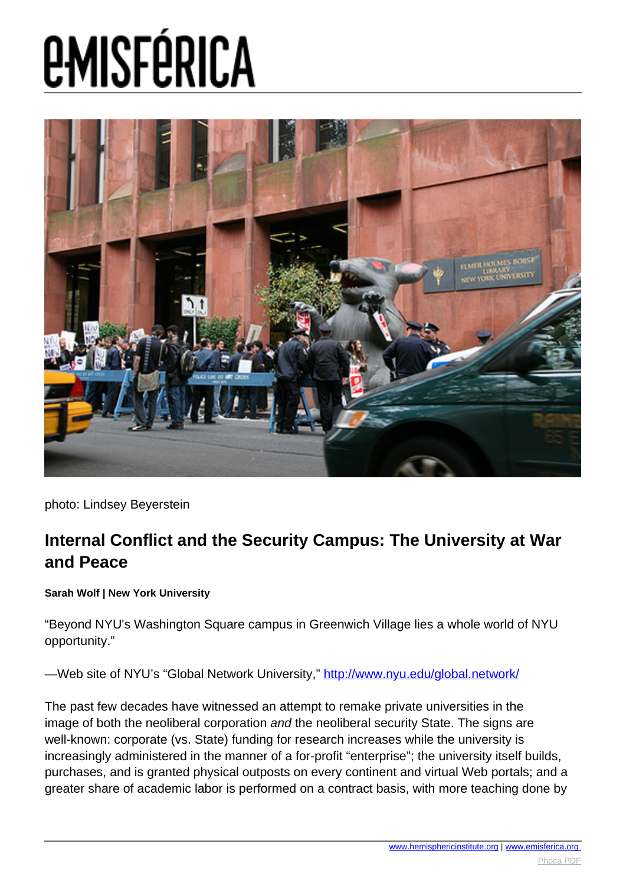photo: Lindsey Beyerstein

## Internal Conflict and the Security Campus: The University at War and Peace

**Sarah Wolf | New York University**

“Beyond NYU's Washington Square campus in Greenwich Village lies a whole world of NYU opportunity.”

—Web site of NYU’s “Global Network University,” http://www.nyu.edu/global.network/

The past few decades have witnessed an attempt to remake private universities in the image of both the neoliberal corporation *and* the neoliberal security State. The signs are well-known: corporate (vs. State) funding for research increases while the university is increasingly administered in the manner of a for-profit “enterprise”; the university itself builds, purchases, and is granted physical outposts on every continent and virtual Web portals; and a greater share of academic labor is performed on a contract basis, with more teaching done by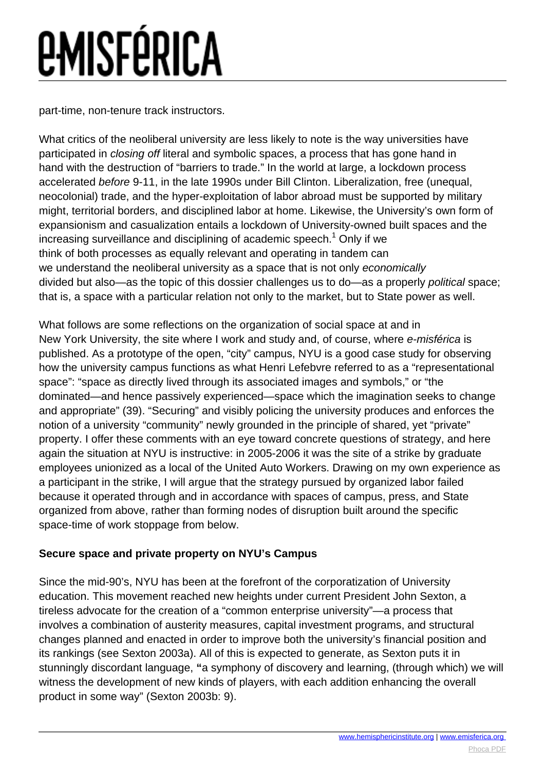part-time, non-tenure track instructors.

What critics of the neoliberal university are less likely to note is the way universities have participated in *closing off* literal and symbolic spaces, a process that has gone hand in hand with the destruction of "barriers to trade." In the world at large, a lockdown process accelerated *before* 9-11, in the late 1990s under Bill Clinton. Liberalization, free (unequal, neocolonial) trade, and the hyper-exploitation of labor abroad must be supported by military might, territorial borders, and disciplined labor at home. Likewise, the University's own form of expansionism and casualization entails a lockdown of University-owned built spaces and the increasing surveillance and disciplining of academic speech.[1] Only if we think of both processes as equally relevant and operating in tandem can we understand the neoliberal university as a space that is not only *economically* divided but also—as the topic of this dossier challenges us to do—as a properly *political* space; that is, a space with a particular relation not only to the market, but to State power as well.

What follows are some reflections on the organization of social space at and in New York University, the site where I work and study and, of course, where *e-misférica* is published. As a prototype of the open, "city" campus, NYU is a good case study for observing how the university campus functions as what Henri Lefebvre referred to as a "representational space": "space as directly lived through its associated images and symbols," or "the dominated—and hence passively experienced—space which the imagination seeks to change and appropriate" (39). "Securing" and visibly policing the university produces and enforces the notion of a university "community" newly grounded in the principle of shared, yet "private" property. I offer these comments with an eye toward concrete questions of strategy, and here again the situation at NYU is instructive: in 2005-2006 it was the site of a strike by graduate employees unionized as a local of the United Auto Workers. Drawing on my own experience as a participant in the strike, I will argue that the strategy pursued by organized labor failed because it operated through and in accordance with spaces of campus, press, and State organized from above, rather than forming nodes of disruption built around the specific space-time of work stoppage from below.

**Secure space and private property on NYU's Campus**

Since the mid-90's, NYU has been at the forefront of the corporatization of University education. This movement reached new heights under current President John Sexton, a tireless advocate for the creation of a "common enterprise university"—a process that involves a combination of austerity measures, capital investment programs, and structural changes planned and enacted in order to improve both the university's financial position and its rankings (see Sexton 2003a). All of this is expected to generate, as Sexton puts it in stunningly discordant language, **"**a symphony of discovery and learning, (through which) we will witness the development of new kinds of players, with each addition enhancing the overall product in some way" (Sexton 2003b: 9).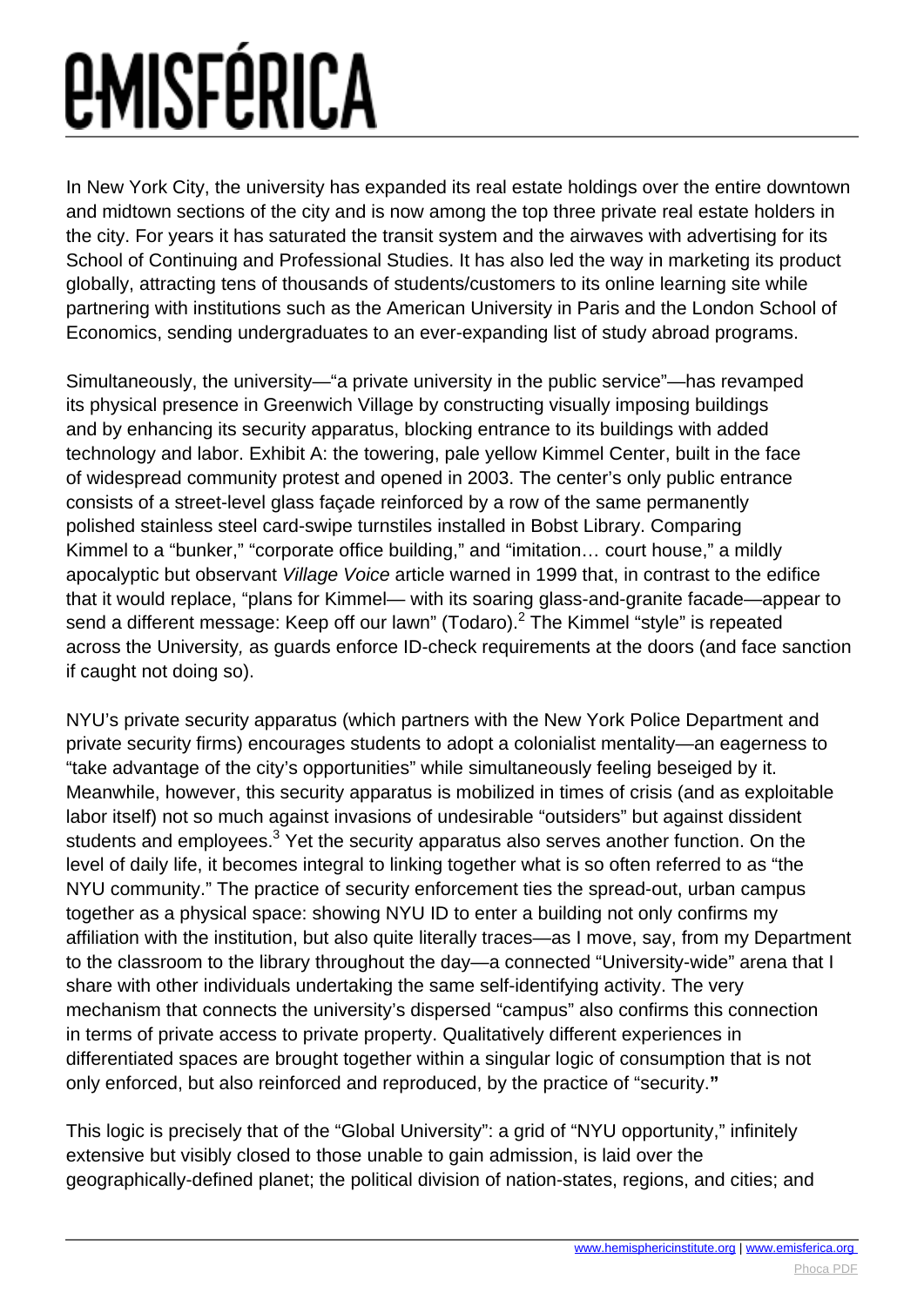In New York City, the university has expanded its real estate holdings over the entire downtown and midtown sections of the city and is now among the top three private real estate holders in the city. For years it has saturated the transit system and the airwaves with advertising for its School of Continuing and Professional Studies. It has also led the way in marketing its product globally, attracting tens of thousands of students/customers to its online learning site while partnering with institutions such as the American University in Paris and the London School of Economics, sending undergraduates to an ever-expanding list of study abroad programs.

Simultaneously, the university—"a private university in the public service"—has revamped its physical presence in Greenwich Village by constructing visually imposing buildings and by enhancing its security apparatus, blocking entrance to its buildings with added technology and labor. Exhibit A: the towering, pale yellow Kimmel Center, built in the face of widespread community protest and opened in 2003. The center's only public entrance consists of a street-level glass façade reinforced by a row of the same permanently polished stainless steel card-swipe turnstiles installed in Bobst Library. Comparing Kimmel to a "bunker," "corporate office building," and "imitation… court house," a mildly apocalyptic but observant *Village Voice* article warned in 1999 that, in contrast to the edifice that it would replace, "plans for Kimmel— with its soaring glass-and-granite facade—appear to send a different message: Keep off our lawn" (Todaro).[2] The Kimmel "style" is repeated across the University, as guards enforce ID-check requirements at the doors (and face sanction if caught not doing so).

NYU's private security apparatus (which partners with the New York Police Department and private security firms) encourages students to adopt a colonialist mentality—an eagerness to "take advantage of the city's opportunities" while simultaneously feeling beseiged by it. Meanwhile, however, this security apparatus is mobilized in times of crisis (and as exploitable labor itself) not so much against invasions of undesirable "outsiders" but against dissident students and employees.[3] Yet the security apparatus also serves another function. On the level of daily life, it becomes integral to linking together what is so often referred to as "the NYU community." The practice of security enforcement ties the spread-out, urban campus together as a physical space: showing NYU ID to enter a building not only confirms my affiliation with the institution, but also quite literally traces—as I move, say, from my Department to the classroom to the library throughout the day—a connected "University-wide" arena that I share with other individuals undertaking the same self-identifying activity. The very mechanism that connects the university's dispersed "campus" also confirms this connection in terms of private access to private property. Qualitatively different experiences in differentiated spaces are brought together within a singular logic of consumption that is not only enforced, but also reinforced and reproduced, by the practice of "security."

This logic is precisely that of the "Global University": a grid of "NYU opportunity," infinitely extensive but visibly closed to those unable to gain admission, is laid over the geographically-defined planet; the political division of nation-states, regions, and cities; and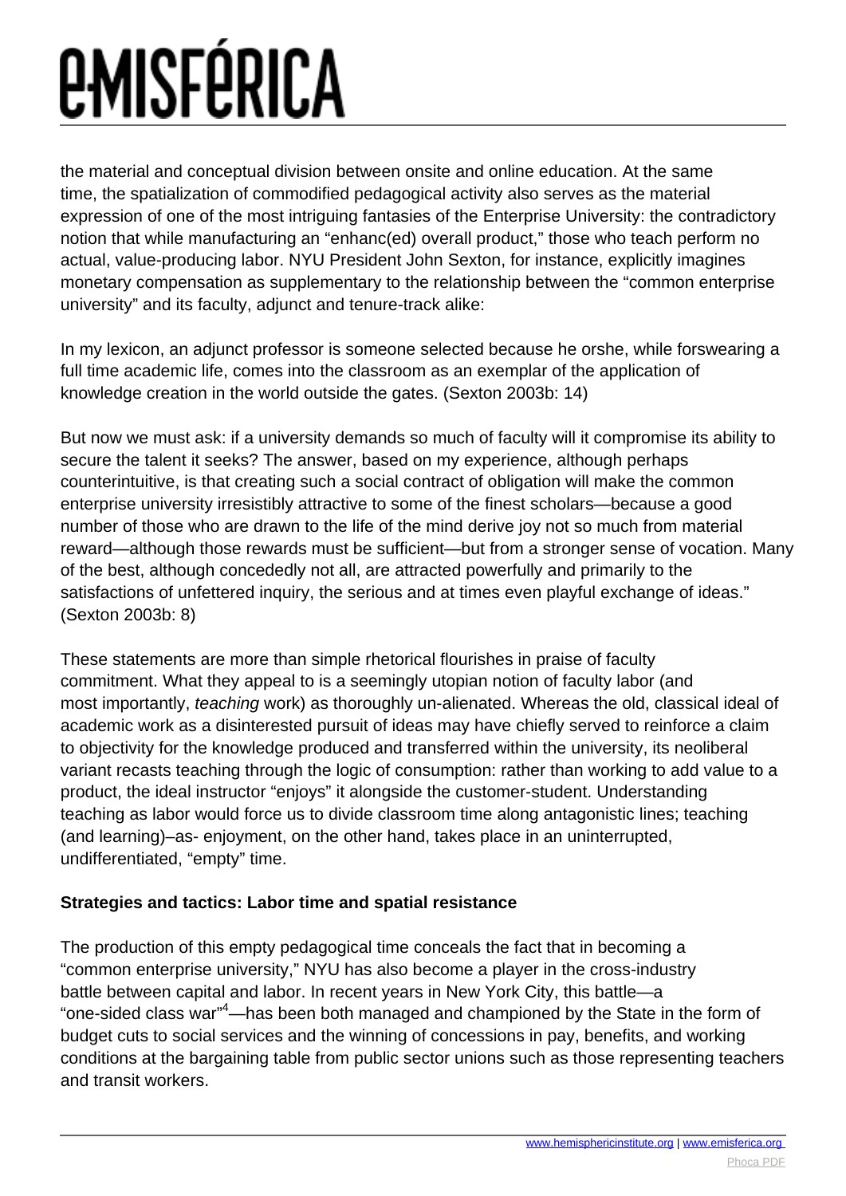the material and conceptual division between onsite and online education. At the same time, the spatialization of commodified pedagogical activity also serves as the material expression of one of the most intriguing fantasies of the Enterprise University: the contradictory notion that while manufacturing an "enhanc(ed) overall product," those who teach perform no actual, value-producing labor. NYU President John Sexton, for instance, explicitly imagines monetary compensation as supplementary to the relationship between the "common enterprise university" and its faculty, adjunct and tenure-track alike:

In my lexicon, an adjunct professor is someone selected because he orshe, while forswearing a full time academic life, comes into the classroom as an exemplar of the application of knowledge creation in the world outside the gates. (Sexton 2003b: 14)

But now we must ask: if a university demands so much of faculty will it compromise its ability to secure the talent it seeks? The answer, based on my experience, although perhaps counterintuitive, is that creating such a social contract of obligation will make the common enterprise university irresistibly attractive to some of the finest scholars—because a good number of those who are drawn to the life of the mind derive joy not so much from material reward—although those rewards must be sufficient—but from a stronger sense of vocation. Many of the best, although concededly not all, are attracted powerfully and primarily to the satisfactions of unfettered inquiry, the serious and at times even playful exchange of ideas." (Sexton 2003b: 8)

These statements are more than simple rhetorical flourishes in praise of faculty commitment. What they appeal to is a seemingly utopian notion of faculty labor (and most importantly, *teaching* work) as thoroughly un-alienated. Whereas the old, classical ideal of academic work as a disinterested pursuit of ideas may have chiefly served to reinforce a claim to objectivity for the knowledge produced and transferred within the university, its neoliberal variant recasts teaching through the logic of consumption: rather than working to add value to a product, the ideal instructor "enjoys" it alongside the customer-student. Understanding teaching as labor would force us to divide classroom time along antagonistic lines; teaching (and learning)–as- enjoyment, on the other hand, takes place in an uninterrupted, undifferentiated, "empty" time.

**Strategies and tactics: Labor time and spatial resistance**

The production of this empty pedagogical time conceals the fact that in becoming a "common enterprise university," NYU has also become a player in the cross-industry battle between capital and labor. In recent years in New York City, this battle—a "one-sided class war"[4]—has been both managed and championed by the State in the form of budget cuts to social services and the winning of concessions in pay, benefits, and working conditions at the bargaining table from public sector unions such as those representing teachers and transit workers.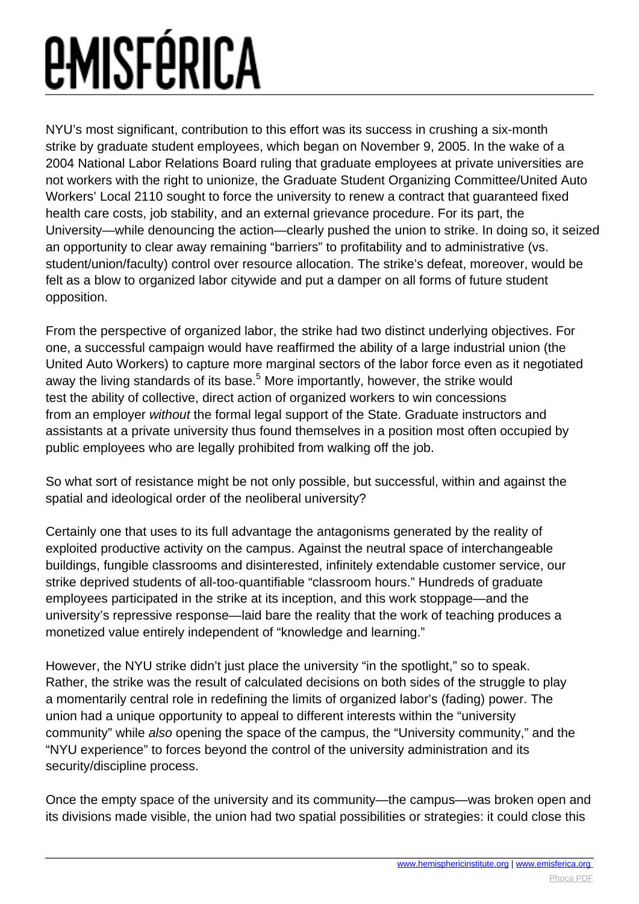NYU's most significant, contribution to this effort was its success in crushing a six-month strike by graduate student employees, which began on November 9, 2005. In the wake of a 2004 National Labor Relations Board ruling that graduate employees at private universities are not workers with the right to unionize, the Graduate Student Organizing Committee/United Auto Workers' Local 2110 sought to force the university to renew a contract that guaranteed fixed health care costs, job stability, and an external grievance procedure. For its part, the University—while denouncing the action—clearly pushed the union to strike. In doing so, it seized an opportunity to clear away remaining "barriers" to profitability and to administrative (vs. student/union/faculty) control over resource allocation. The strike's defeat, moreover, would be felt as a blow to organized labor citywide and put a damper on all forms of future student opposition.

From the perspective of organized labor, the strike had two distinct underlying objectives. For one, a successful campaign would have reaffirmed the ability of a large industrial union (the United Auto Workers) to capture more marginal sectors of the labor force even as it negotiated away the living standards of its base.[5] More importantly, however, the strike would test the ability of collective, direct action of organized workers to win concessions from an employer *without* the formal legal support of the State. Graduate instructors and assistants at a private university thus found themselves in a position most often occupied by public employees who are legally prohibited from walking off the job.

So what sort of resistance might be not only possible, but successful, within and against the spatial and ideological order of the neoliberal university?

Certainly one that uses to its full advantage the antagonisms generated by the reality of exploited productive activity on the campus. Against the neutral space of interchangeable buildings, fungible classrooms and disinterested, infinitely extendable customer service, our strike deprived students of all-too-quantifiable "classroom hours." Hundreds of graduate employees participated in the strike at its inception, and this work stoppage—and the university's repressive response—laid bare the reality that the work of teaching produces a monetized value entirely independent of "knowledge and learning."

However, the NYU strike didn't just place the university "in the spotlight," so to speak. Rather, the strike was the result of calculated decisions on both sides of the struggle to play a momentarily central role in redefining the limits of organized labor's (fading) power. The union had a unique opportunity to appeal to different interests within the "university community" while *also* opening the space of the campus, the "University community," and the "NYU experience" to forces beyond the control of the university administration and its security/discipline process.

Once the empty space of the university and its community—the campus—was broken open and its divisions made visible, the union had two spatial possibilities or strategies: it could close this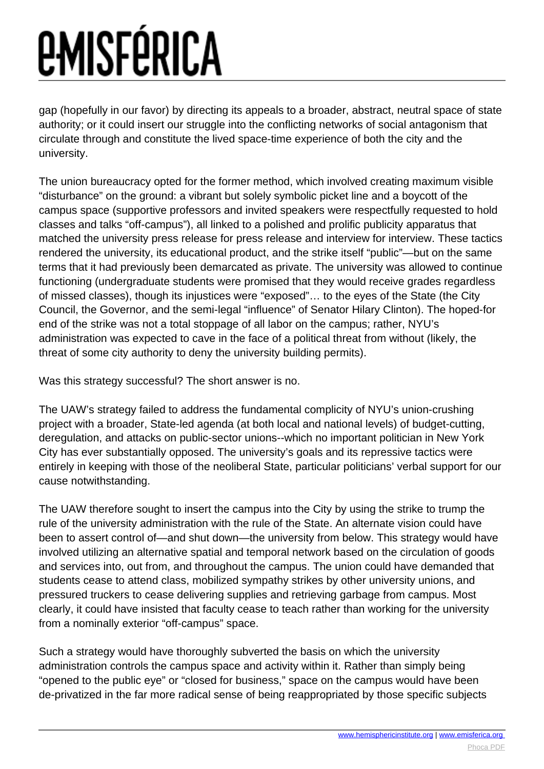gap (hopefully in our favor) by directing its appeals to a broader, abstract, neutral space of state authority; or it could insert our struggle into the conflicting networks of social antagonism that circulate through and constitute the lived space-time experience of both the city and the university.

The union bureaucracy opted for the former method, which involved creating maximum visible "disturbance" on the ground: a vibrant but solely symbolic picket line and a boycott of the campus space (supportive professors and invited speakers were respectfully requested to hold classes and talks "off-campus"), all linked to a polished and prolific publicity apparatus that matched the university press release for press release and interview for interview. These tactics rendered the university, its educational product, and the strike itself "public"—but on the same terms that it had previously been demarcated as private. The university was allowed to continue functioning (undergraduate students were promised that they would receive grades regardless of missed classes), though its injustices were "exposed"… to the eyes of the State (the City Council, the Governor, and the semi-legal "influence" of Senator Hilary Clinton). The hoped-for end of the strike was not a total stoppage of all labor on the campus; rather, NYU's administration was expected to cave in the face of a political threat from without (likely, the threat of some city authority to deny the university building permits).

Was this strategy successful? The short answer is no.

The UAW's strategy failed to address the fundamental complicity of NYU's union-crushing project with a broader, State-led agenda (at both local and national levels) of budget-cutting, deregulation, and attacks on public-sector unions--which no important politician in New York City has ever substantially opposed. The university's goals and its repressive tactics were entirely in keeping with those of the neoliberal State, particular politicians' verbal support for our cause notwithstanding.

The UAW therefore sought to insert the campus into the City by using the strike to trump the rule of the university administration with the rule of the State. An alternate vision could have been to assert control of—and shut down—the university from below. This strategy would have involved utilizing an alternative spatial and temporal network based on the circulation of goods and services into, out from, and throughout the campus. The union could have demanded that students cease to attend class, mobilized sympathy strikes by other university unions, and pressured truckers to cease delivering supplies and retrieving garbage from campus. Most clearly, it could have insisted that faculty cease to teach rather than working for the university from a nominally exterior "off-campus" space.

Such a strategy would have thoroughly subverted the basis on which the university administration controls the campus space and activity within it. Rather than simply being "opened to the public eye" or "closed for business," space on the campus would have been de-privatized in the far more radical sense of being reappropriated by those specific subjects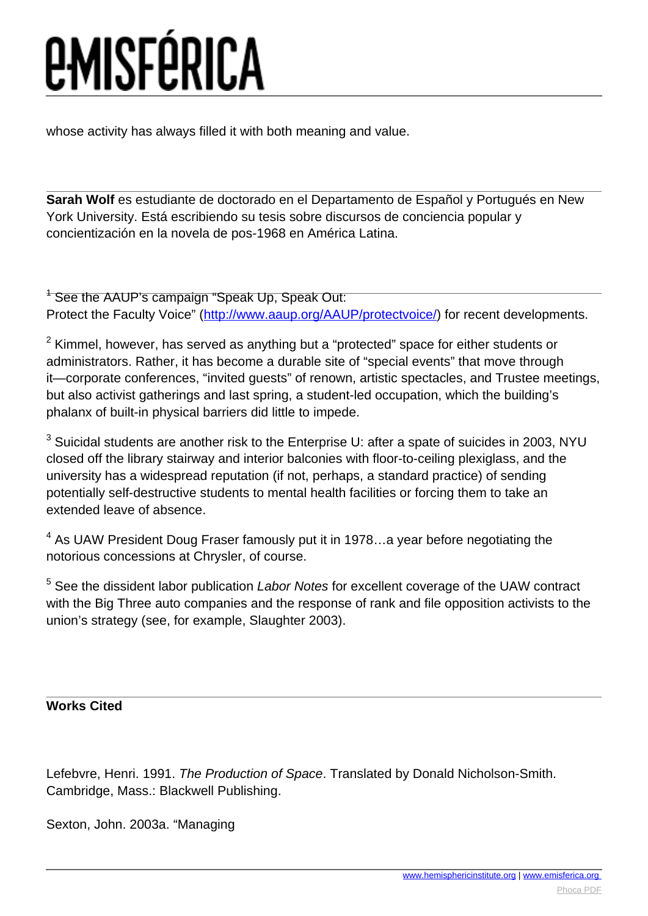whose activity has always filled it with both meaning and value.

---

**Sarah Wolf** es estudiante de doctorado en el Departamento de Español y Portugués en New York University. Está escribiendo su tesis sobre discursos de conciencia popular y concientización en la novela de pos-1968 en América Latina.

---

[1] See the AAUP's campaign "Speak Up, Speak Out: Protect the Faculty Voice" ([http://www.aaup.org/AAUP/protectvoice/](http://www.aaup.org/AAUP/protectvoice/)) for recent developments.

[2] Kimmel, however, has served as anything but a "protected" space for either students or administrators. Rather, it has become a durable site of "special events" that move through it—corporate conferences, "invited guests" of renown, artistic spectacles, and Trustee meetings, but also activist gatherings and last spring, a student-led occupation, which the building's phalanx of built-in physical barriers did little to impede.

[3] Suicidal students are another risk to the Enterprise U: after a spate of suicides in 2003, NYU closed off the library stairway and interior balconies with floor-to-ceiling plexiglass, and the university has a widespread reputation (if not, perhaps, a standard practice) of sending potentially self-destructive students to mental health facilities or forcing them to take an extended leave of absence.

[4] As UAW President Doug Fraser famously put it in 1978…a year before negotiating the notorious concessions at Chrysler, of course.

[5] See the dissident labor publication *Labor Notes* for excellent coverage of the UAW contract with the Big Three auto companies and the response of rank and file opposition activists to the union's strategy (see, for example, Slaughter 2003).

---

**Works Cited**

Lefebvre, Henri. 1991. *The Production of Space*. Translated by Donald Nicholson-Smith. Cambridge, Mass.: Blackwell Publishing.

Sexton, John. 2003a. "Managing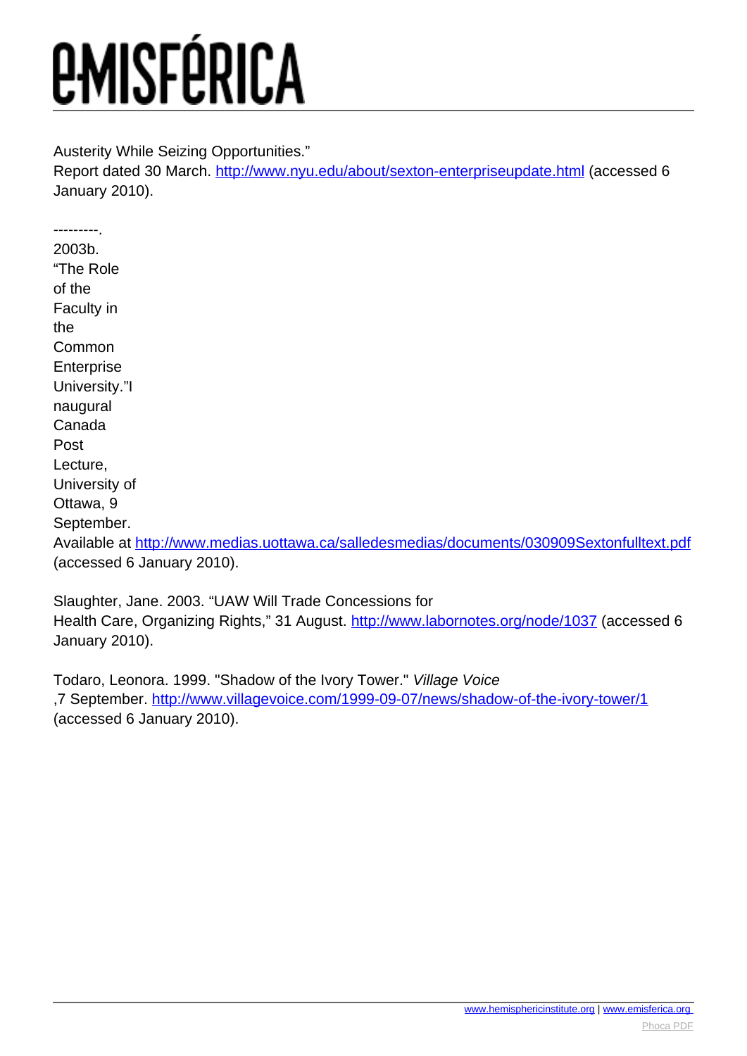Austerity While Seizing Opportunities."
Report dated 30 March. http://www.nyu.edu/about/sexton-enterpriseupdate.html (accessed 6 January 2010).

---------. 2003b. "The Role of the Faculty in the Common Enterprise University."Inaugural Canada Post Lecture, University of Ottawa, 9 September. Available at http://www.medias.uottawa.ca/salledesmedias/documents/030909Sextonfulltext.pdf (accessed 6 January 2010).

Slaughter, Jane. 2003. "UAW Will Trade Concessions for Health Care, Organizing Rights," 31 August. http://www.labornotes.org/node/1037 (accessed 6 January 2010).

Todaro, Leonora. 1999. "Shadow of the Ivory Tower." *Village Voice* ,7 September. http://www.villagevoice.com/1999-09-07/news/shadow-of-the-ivory-tower/1 (accessed 6 January 2010).